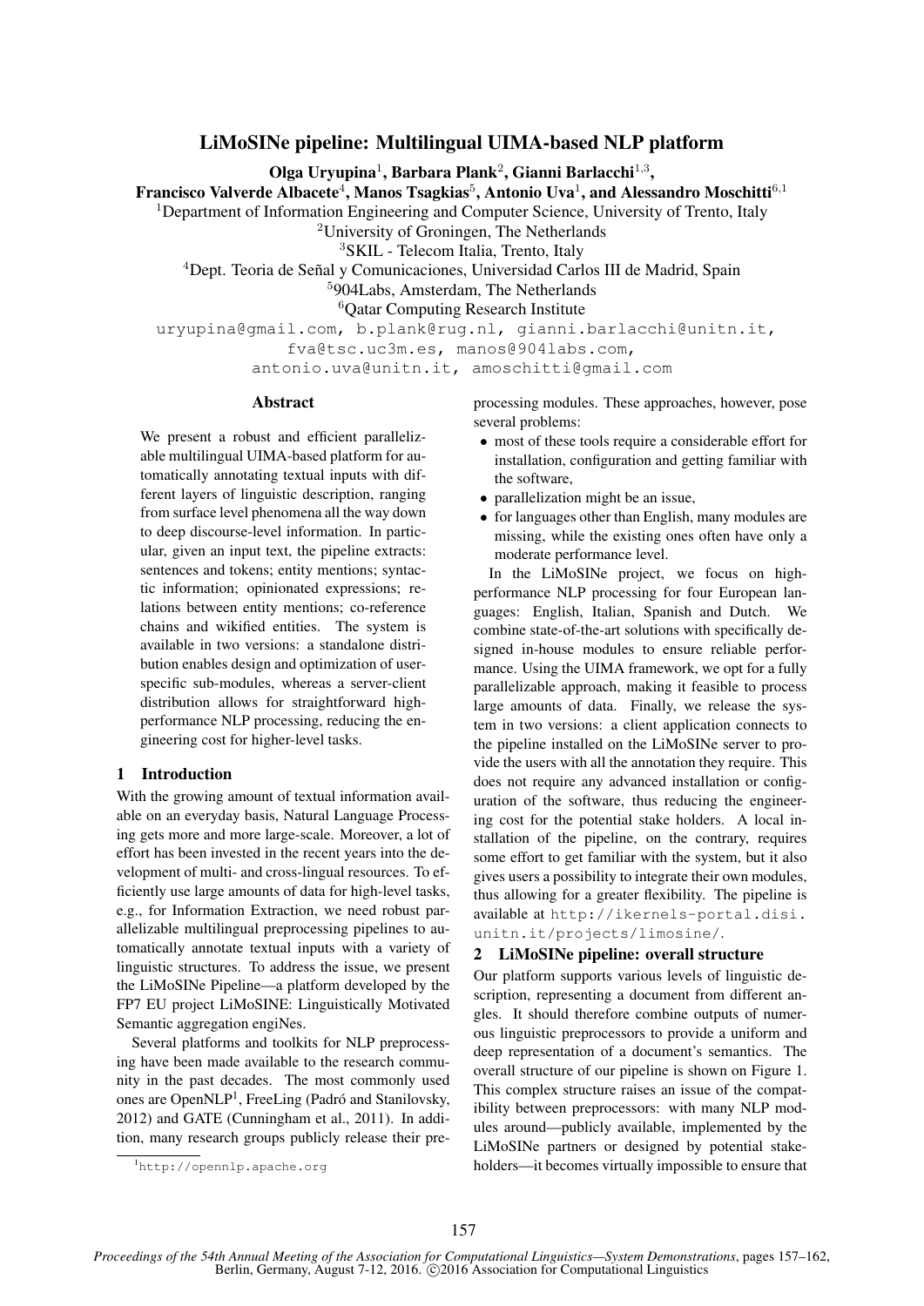# LiMoSINe pipeline: Multilingual UIMA-based NLP platform

**Olga Uryupina[1], Barbara Plank[2], Gianni Barlacchi[1,3], Francisco Valverde Albacete[4], Manos Tsagkias[5], Antonio Uva[1], and Alessandro Moschitti[6,1]**

[1]Department of Information Engineering and Computer Science, University of Trento, Italy
[2]University of Groningen, The Netherlands
[3]SKIL - Telecom Italia, Trento, Italy
[4]Dept. Teoria de Señal y Comunicaciones, Universidad Carlos III de Madrid, Spain
[5]904Labs, Amsterdam, The Netherlands
[6]Qatar Computing Research Institute

uryupina@gmail.com, b.plank@rug.nl, gianni.barlacchi@unitn.it, fva@tsc.uc3m.es, manos@904labs.com, antonio.uva@unitn.it, amoschitti@gmail.com

## Abstract

We present a robust and efficient parallelizable multilingual UIMA-based platform for automatically annotating textual inputs with different layers of linguistic description, ranging from surface level phenomena all the way down to deep discourse-level information. In particular, given an input text, the pipeline extracts: sentences and tokens; entity mentions; syntactic information; opinionated expressions; relations between entity mentions; co-reference chains and wikified entities. The system is available in two versions: a standalone distribution enables design and optimization of user-specific sub-modules, whereas a server-client distribution allows for straightforward high-performance NLP processing, reducing the engineering cost for higher-level tasks.

## 1 Introduction

With the growing amount of textual information available on an everyday basis, Natural Language Processing gets more and more large-scale. Moreover, a lot of effort has been invested in the recent years into the development of multi- and cross-lingual resources. To efficiently use large amounts of data for high-level tasks, e.g., for Information Extraction, we need robust parallelizable multilingual preprocessing pipelines to automatically annotate textual inputs with a variety of linguistic structures. To address the issue, we present the LiMoSINe Pipeline—a platform developed by the FP7 EU project LiMoSINE: Linguistically Motivated Semantic aggregation engiNes.

Several platforms and toolkits for NLP preprocessing have been made available to the research community in the past decades. The most commonly used ones are OpenNLP[1], FreeLing (Padró and Stanilovsky, 2012) and GATE (Cunningham et al., 2011). In addition, many research groups publicly release their preprocessing modules. These approaches, however, pose several problems:

- most of these tools require a considerable effort for installation, configuration and getting familiar with the software,
- parallelization might be an issue,
- for languages other than English, many modules are missing, while the existing ones often have only a moderate performance level.

In the LiMoSINe project, we focus on high-performance NLP processing for four European languages: English, Italian, Spanish and Dutch. We combine state-of-the-art solutions with specifically designed in-house modules to ensure reliable performance. Using the UIMA framework, we opt for a fully parallelizable approach, making it feasible to process large amounts of data. Finally, we release the system in two versions: a client application connects to the pipeline installed on the LiMoSINe server to provide the users with all the annotation they require. This does not require any advanced installation or configuration of the software, thus reducing the engineering cost for the potential stake holders. A local installation of the pipeline, on the contrary, requires some effort to get familiar with the system, but it also gives users a possibility to integrate their own modules, thus allowing for a greater flexibility. The pipeline is available at http://ikernels-portal.disi.unitn.it/projects/limosine/.

## 2 LiMoSINe pipeline: overall structure

Our platform supports various levels of linguistic description, representing a document from different angles. It should therefore combine outputs of numerous linguistic preprocessors to provide a uniform and deep representation of a document's semantics. The overall structure of our pipeline is shown on Figure 1. This complex structure raises an issue of the compatibility between preprocessors: with many NLP modules around—publicly available, implemented by the LiMoSINe partners or designed by potential stakeholders—it becomes virtually impossible to ensure that

[1]http://opennlp.apache.org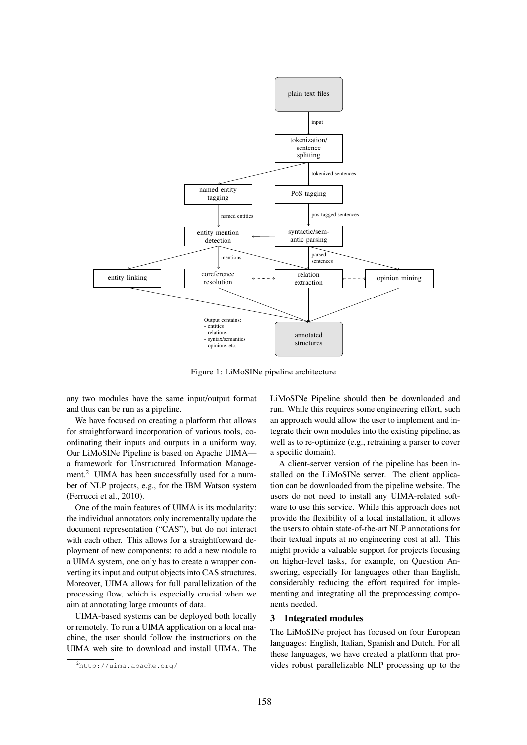Figure 1: LiMoSINe pipeline architecture

any two modules have the same input/output format and thus can be run as a pipeline.

We have focused on creating a platform that allows for straightforward incorporation of various tools, coordinating their inputs and outputs in a uniform way. Our LiMoSINe Pipeline is based on Apache UIMA—a framework for Unstructured Information Management.[2] UIMA has been successfully used for a number of NLP projects, e.g., for the IBM Watson system (Ferrucci et al., 2010).

One of the main features of UIMA is its modularity: the individual annotators only incrementally update the document representation ("CAS"), but do not interact with each other. This allows for a straightforward deployment of new components: to add a new module to a UIMA system, one only has to create a wrapper converting its input and output objects into CAS structures. Moreover, UIMA allows for full parallelization of the processing flow, which is especially crucial when we aim at annotating large amounts of data.

UIMA-based systems can be deployed both locally or remotely. To run a UIMA application on a local machine, the user should follow the instructions on the UIMA web site to download and install UIMA. The LiMoSINe Pipeline should then be downloaded and run. While this requires some engineering effort, such an approach would allow the user to implement and integrate their own modules into the existing pipeline, as well as to re-optimize (e.g., retraining a parser to cover a specific domain).

A client-server version of the pipeline has been installed on the LiMoSINe server. The client application can be downloaded from the pipeline website. The users do not need to install any UIMA-related software to use this service. While this approach does not provide the flexibility of a local installation, it allows the users to obtain state-of-the-art NLP annotations for their textual inputs at no engineering cost at all. This might provide a valuable support for projects focusing on higher-level tasks, for example, on Question Answering, especially for languages other than English, considerably reducing the effort required for implementing and integrating all the preprocessing components needed.

## 3 Integrated modules

The LiMoSINe project has focused on four European languages: English, Italian, Spanish and Dutch. For all these languages, we have created a platform that provides robust parallelizable NLP processing up to the

[2] http://uima.apache.org/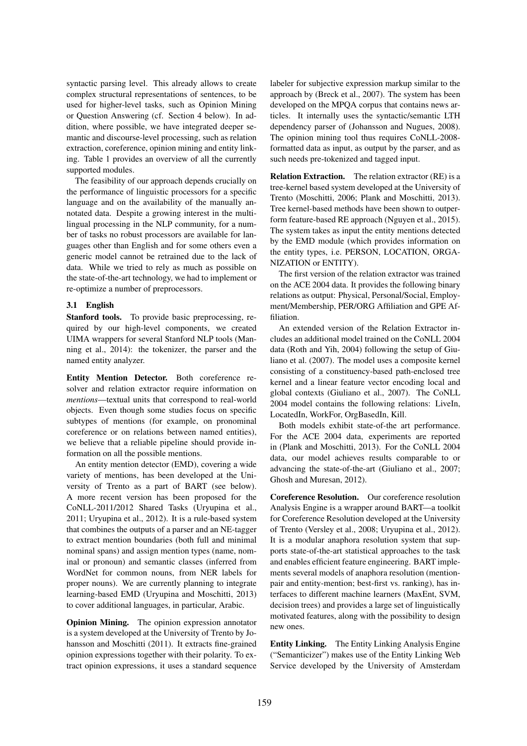syntactic parsing level. This already allows to create complex structural representations of sentences, to be used for higher-level tasks, such as Opinion Mining or Question Answering (cf. Section 4 below). In addition, where possible, we have integrated deeper semantic and discourse-level processing, such as relation extraction, coreference, opinion mining and entity linking. Table 1 provides an overview of all the currently supported modules.

The feasibility of our approach depends crucially on the performance of linguistic processors for a specific language and on the availability of the manually annotated data. Despite a growing interest in the multilingual processing in the NLP community, for a number of tasks no robust processors are available for languages other than English and for some others even a generic model cannot be retrained due to the lack of data. While we tried to rely as much as possible on the state-of-the-art technology, we had to implement or re-optimize a number of preprocessors.

### 3.1 English

**Stanford tools.** To provide basic preprocessing, required by our high-level components, we created UIMA wrappers for several Stanford NLP tools (Manning et al., 2014): the tokenizer, the parser and the named entity analyzer.

**Entity Mention Detector.** Both coreference resolver and relation extractor require information on *mentions*—textual units that correspond to real-world objects. Even though some studies focus on specific subtypes of mentions (for example, on pronominal coreference or on relations between named entities), we believe that a reliable pipeline should provide information on all the possible mentions.

An entity mention detector (EMD), covering a wide variety of mentions, has been developed at the University of Trento as a part of BART (see below). A more recent version has been proposed for the CoNLL-2011/2012 Shared Tasks (Uryupina et al., 2011; Uryupina et al., 2012). It is a rule-based system that combines the outputs of a parser and an NE-tagger to extract mention boundaries (both full and minimal nominal spans) and assign mention types (name, nominal or pronoun) and semantic classes (inferred from WordNet for common nouns, from NER labels for proper nouns). We are currently planning to integrate learning-based EMD (Uryupina and Moschitti, 2013) to cover additional languages, in particular, Arabic.

**Opinion Mining.** The opinion expression annotator is a system developed at the University of Trento by Johansson and Moschitti (2011). It extracts fine-grained opinion expressions together with their polarity. To extract opinion expressions, it uses a standard sequence labeler for subjective expression markup similar to the approach by (Breck et al., 2007). The system has been developed on the MPQA corpus that contains news articles. It internally uses the syntactic/semantic LTH dependency parser of (Johansson and Nugues, 2008). The opinion mining tool thus requires CoNLL-2008-formatted data as input, as output by the parser, and as such needs pre-tokenized and tagged input.

**Relation Extraction.** The relation extractor (RE) is a tree-kernel based system developed at the University of Trento (Moschitti, 2006; Plank and Moschitti, 2013). Tree kernel-based methods have been shown to outperform feature-based RE approach (Nguyen et al., 2015). The system takes as input the entity mentions detected by the EMD module (which provides information on the entity types, i.e. PERSON, LOCATION, ORGANIZATION or ENTITY).

The first version of the relation extractor was trained on the ACE 2004 data. It provides the following binary relations as output: Physical, Personal/Social, Employment/Membership, PER/ORG Affiliation and GPE Affiliation.

An extended version of the Relation Extractor includes an additional model trained on the CoNLL 2004 data (Roth and Yih, 2004) following the setup of Giuliano et al. (2007). The model uses a composite kernel consisting of a constituency-based path-enclosed tree kernel and a linear feature vector encoding local and global contexts (Giuliano et al., 2007). The CoNLL 2004 model contains the following relations: LiveIn, LocatedIn, WorkFor, OrgBasedIn, Kill.

Both models exhibit state-of-the art performance. For the ACE 2004 data, experiments are reported in (Plank and Moschitti, 2013). For the CoNLL 2004 data, our model achieves results comparable to or advancing the state-of-the-art (Giuliano et al., 2007; Ghosh and Muresan, 2012).

**Coreference Resolution.** Our coreference resolution Analysis Engine is a wrapper around BART—a toolkit for Coreference Resolution developed at the University of Trento (Versley et al., 2008; Uryupina et al., 2012). It is a modular anaphora resolution system that supports state-of-the-art statistical approaches to the task and enables efficient feature engineering. BART implements several models of anaphora resolution (mention-pair and entity-mention; best-first vs. ranking), has interfaces to different machine learners (MaxEnt, SVM, decision trees) and provides a large set of linguistically motivated features, along with the possibility to design new ones.

**Entity Linking.** The Entity Linking Analysis Engine ("Semanticizer") makes use of the Entity Linking Web Service developed by the University of Amsterdam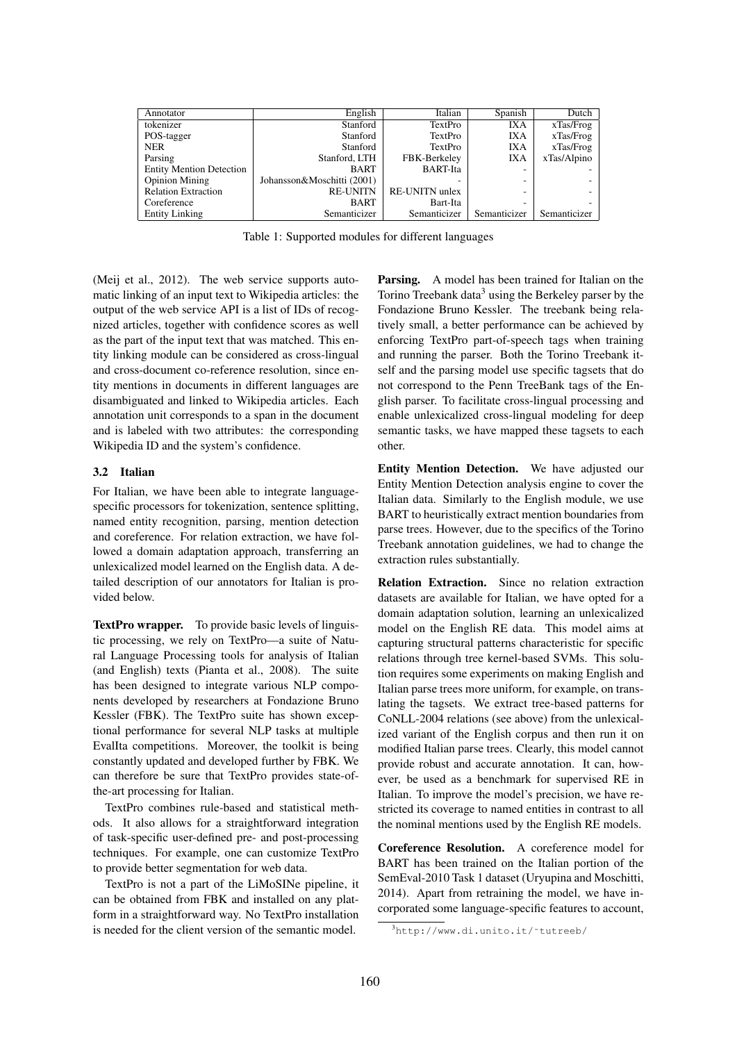| Annotator | English | Italian | Spanish | Dutch |
|---|---|---|---|---|
| tokenizer | Stanford | TextPro | IXA | xTas/Frog |
| POS-tagger | Stanford | TextPro | IXA | xTas/Frog |
| NER | Stanford | TextPro | IXA | xTas/Frog |
| Parsing | Stanford, LTH | FBK-Berkeley | IXA | xTas/Alpino |
| Entity Mention Detection | BART | BART-Ita | - | - |
| Opinion Mining | Johansson&Moschitti (2001) | - | - | - |
| Relation Extraction | RE-UNITN | RE-UNITN unlex | - | - |
| Coreference | BART | Bart-Ita | - | - |
| Entity Linking | Semanticizer | Semanticizer | Semanticizer | Semanticizer |

Table 1: Supported modules for different languages

(Meij et al., 2012). The web service supports automatic linking of an input text to Wikipedia articles: the output of the web service API is a list of IDs of recognized articles, together with confidence scores as well as the part of the input text that was matched. This entity linking module can be considered as cross-lingual and cross-document co-reference resolution, since entity mentions in documents in different languages are disambiguated and linked to Wikipedia articles. Each annotation unit corresponds to a span in the document and is labeled with two attributes: the corresponding Wikipedia ID and the system's confidence.

### 3.2 Italian

For Italian, we have been able to integrate language-specific processors for tokenization, sentence splitting, named entity recognition, parsing, mention detection and coreference. For relation extraction, we have followed a domain adaptation approach, transferring an unlexicalized model learned on the English data. A detailed description of our annotators for Italian is provided below.

**TextPro wrapper.** To provide basic levels of linguistic processing, we rely on TextPro—a suite of Natural Language Processing tools for analysis of Italian (and English) texts (Pianta et al., 2008). The suite has been designed to integrate various NLP components developed by researchers at Fondazione Bruno Kessler (FBK). The TextPro suite has shown exceptional performance for several NLP tasks at multiple EvalIta competitions. Moreover, the toolkit is being constantly updated and developed further by FBK. We can therefore be sure that TextPro provides state-of-the-art processing for Italian.

TextPro combines rule-based and statistical methods. It also allows for a straightforward integration of task-specific user-defined pre- and post-processing techniques. For example, one can customize TextPro to provide better segmentation for web data.

TextPro is not a part of the LiMoSINe pipeline, it can be obtained from FBK and installed on any platform in a straightforward way. No TextPro installation is needed for the client version of the semantic model.

**Parsing.** A model has been trained for Italian on the Torino Treebank data[3] using the Berkeley parser by the Fondazione Bruno Kessler. The treebank being relatively small, a better performance can be achieved by enforcing TextPro part-of-speech tags when training and running the parser. Both the Torino Treebank itself and the parsing model use specific tagsets that do not correspond to the Penn TreeBank tags of the English parser. To facilitate cross-lingual processing and enable unlexicalized cross-lingual modeling for deep semantic tasks, we have mapped these tagsets to each other.

**Entity Mention Detection.** We have adjusted our Entity Mention Detection analysis engine to cover the Italian data. Similarly to the English module, we use BART to heuristically extract mention boundaries from parse trees. However, due to the specifics of the Torino Treebank annotation guidelines, we had to change the extraction rules substantially.

**Relation Extraction.** Since no relation extraction datasets are available for Italian, we have opted for a domain adaptation solution, learning an unlexicalized model on the English RE data. This model aims at capturing structural patterns characteristic for specific relations through tree kernel-based SVMs. This solution requires some experiments on making English and Italian parse trees more uniform, for example, on translating the tagsets. We extract tree-based patterns for CoNLL-2004 relations (see above) from the unlexicalized variant of the English corpus and then run it on modified Italian parse trees. Clearly, this model cannot provide robust and accurate annotation. It can, however, be used as a benchmark for supervised RE in Italian. To improve the model's precision, we have restricted its coverage to named entities in contrast to all the nominal mentions used by the English RE models.

**Coreference Resolution.** A coreference model for BART has been trained on the Italian portion of the SemEval-2010 Task 1 dataset (Uryupina and Moschitti, 2014). Apart from retraining the model, we have incorporated some language-specific features to account,

[3] http://www.di.unito.it/~tutreeb/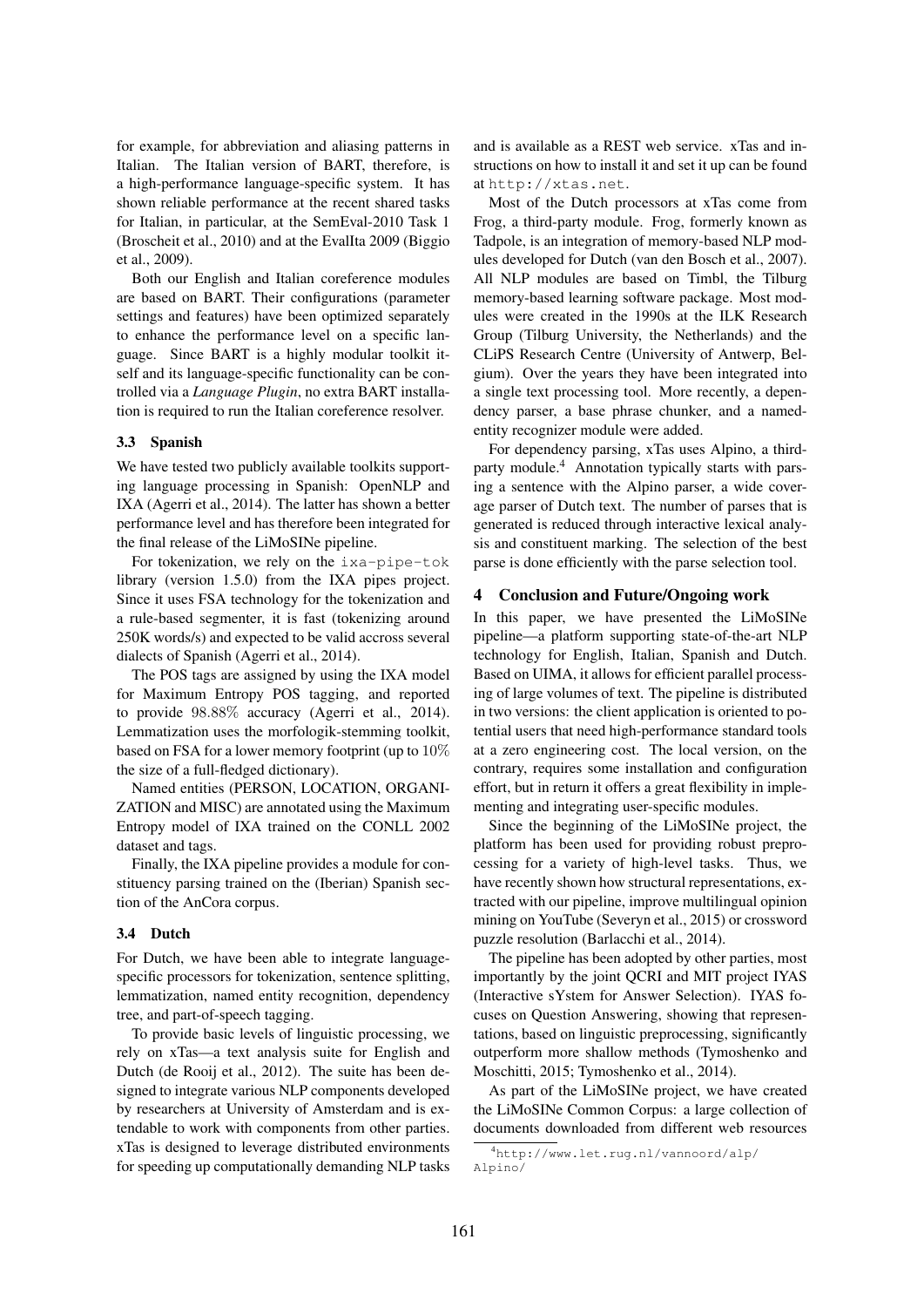for example, for abbreviation and aliasing patterns in Italian. The Italian version of BART, therefore, is a high-performance language-specific system. It has shown reliable performance at the recent shared tasks for Italian, in particular, at the SemEval-2010 Task 1 (Broscheit et al., 2010) and at the EvalIta 2009 (Biggio et al., 2009).

Both our English and Italian coreference modules are based on BART. Their configurations (parameter settings and features) have been optimized separately to enhance the performance level on a specific language. Since BART is a highly modular toolkit itself and its language-specific functionality can be controlled via a *Language Plugin*, no extra BART installation is required to run the Italian coreference resolver.

### 3.3 Spanish

We have tested two publicly available toolkits supporting language processing in Spanish: OpenNLP and IXA (Agerri et al., 2014). The latter has shown a better performance level and has therefore been integrated for the final release of the LiMoSINe pipeline.

For tokenization, we rely on the `ixa-pipe-tok` library (version 1.5.0) from the IXA pipes project. Since it uses FSA technology for the tokenization and a rule-based segmenter, it is fast (tokenizing around 250K words/s) and expected to be valid accross several dialects of Spanish (Agerri et al., 2014).

The POS tags are assigned by using the IXA model for Maximum Entropy POS tagging, and reported to provide $98.88\%$ accuracy (Agerri et al., 2014). Lemmatization uses the morfologik-stemming toolkit, based on FSA for a lower memory footprint (up to $10\%$ the size of a full-fledged dictionary).

Named entities (PERSON, LOCATION, ORGANIZATION and MISC) are annotated using the Maximum Entropy model of IXA trained on the CONLL 2002 dataset and tags.

Finally, the IXA pipeline provides a module for constituency parsing trained on the (Iberian) Spanish section of the AnCora corpus.

### 3.4 Dutch

For Dutch, we have been able to integrate language-specific processors for tokenization, sentence splitting, lemmatization, named entity recognition, dependency tree, and part-of-speech tagging.

To provide basic levels of linguistic processing, we rely on xTas—a text analysis suite for English and Dutch (de Rooij et al., 2012). The suite has been designed to integrate various NLP components developed by researchers at University of Amsterdam and is extendable to work with components from other parties. xTas is designed to leverage distributed environments for speeding up computationally demanding NLP tasks and is available as a REST web service. xTas and instructions on how to install it and set it up can be found at `http://xtas.net`.

Most of the Dutch processors at xTas come from Frog, a third-party module. Frog, formerly known as Tadpole, is an integration of memory-based NLP modules developed for Dutch (van den Bosch et al., 2007). All NLP modules are based on Timbl, the Tilburg memory-based learning software package. Most modules were created in the 1990s at the ILK Research Group (Tilburg University, the Netherlands) and the CLiPS Research Centre (University of Antwerp, Belgium). Over the years they have been integrated into a single text processing tool. More recently, a dependency parser, a base phrase chunker, and a named-entity recognizer module were added.

For dependency parsing, xTas uses Alpino, a third-party module.[4] Annotation typically starts with parsing a sentence with the Alpino parser, a wide coverage parser of Dutch text. The number of parses that is generated is reduced through interactive lexical analysis and constituent marking. The selection of the best parse is done efficiently with the parse selection tool.

## 4 Conclusion and Future/Ongoing work

In this paper, we have presented the LiMoSINe pipeline—a platform supporting state-of-the-art NLP technology for English, Italian, Spanish and Dutch. Based on UIMA, it allows for efficient parallel processing of large volumes of text. The pipeline is distributed in two versions: the client application is oriented to potential users that need high-performance standard tools at a zero engineering cost. The local version, on the contrary, requires some installation and configuration effort, but in return it offers a great flexibility in implementing and integrating user-specific modules.

Since the beginning of the LiMoSINe project, the platform has been used for providing robust preprocessing for a variety of high-level tasks. Thus, we have recently shown how structural representations, extracted with our pipeline, improve multilingual opinion mining on YouTube (Severyn et al., 2015) or crossword puzzle resolution (Barlacchi et al., 2014).

The pipeline has been adopted by other parties, most importantly by the joint QCRI and MIT project IYAS (Interactive sYstem for Answer Selection). IYAS focuses on Question Answering, showing that representations, based on linguistic preprocessing, significantly outperform more shallow methods (Tymoshenko and Moschitti, 2015; Tymoshenko et al., 2014).

As part of the LiMoSINe project, we have created the LiMoSINe Common Corpus: a large collection of documents downloaded from different web resources

[4] `http://www.let.rug.nl/vannoord/alp/Alpino/`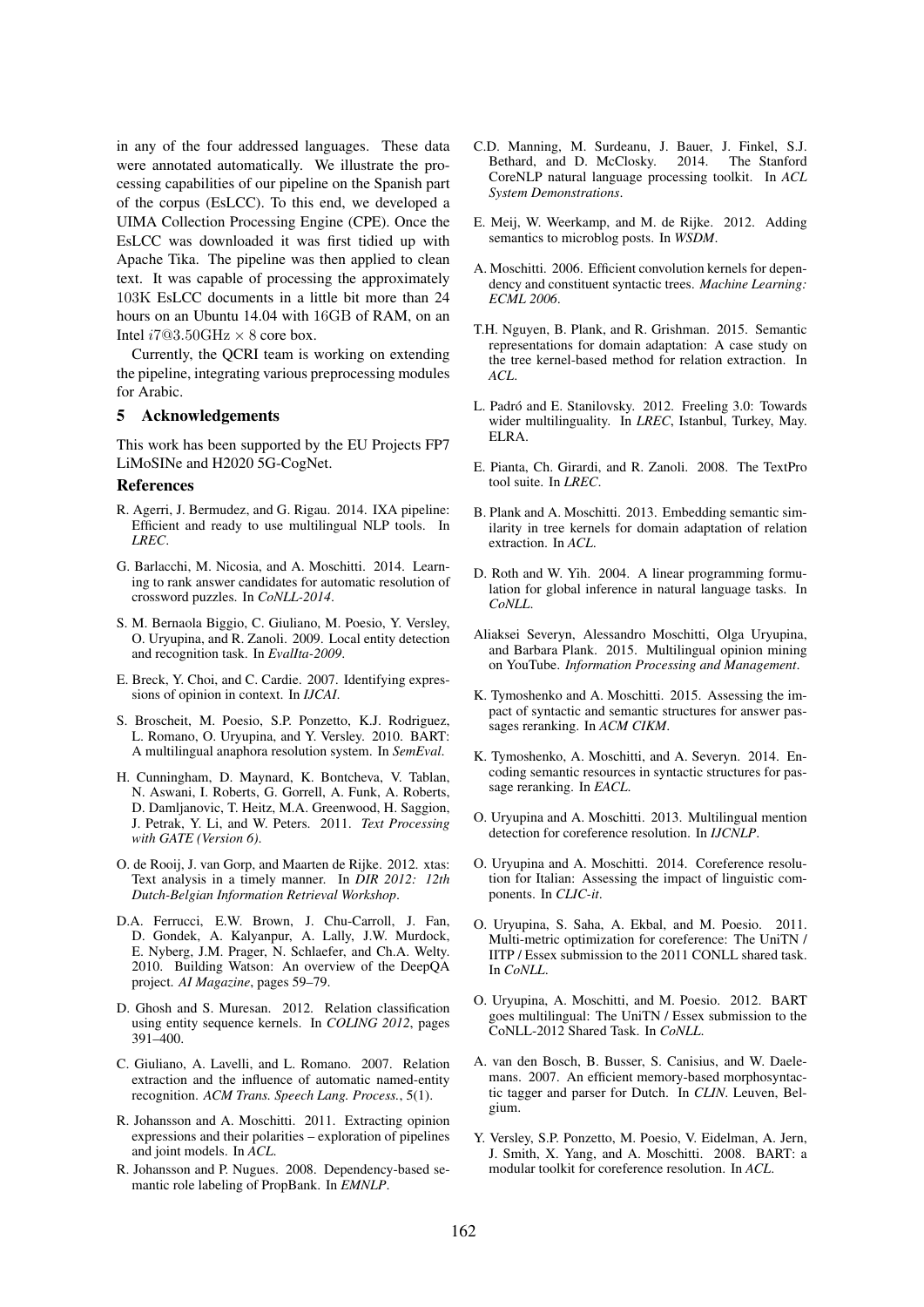in any of the four addressed languages. These data were annotated automatically. We illustrate the processing capabilities of our pipeline on the Spanish part of the corpus (EsLCC). To this end, we developed a UIMA Collection Processing Engine (CPE). Once the EsLCC was downloaded it was first tidied up with Apache Tika. The pipeline was then applied to clean text. It was capable of processing the approximately 103K EsLCC documents in a little bit more than 24 hours on an Ubuntu 14.04 with 16GB of RAM, on an Intel $i7@3.50\text{GHz} \times 8$ core box.

Currently, the QCRI team is working on extending the pipeline, integrating various preprocessing modules for Arabic.

## 5 Acknowledgements

This work has been supported by the EU Projects FP7 LiMoSINe and H2020 5G-CogNet.

## References

R. Agerri, J. Bermudez, and G. Rigau. 2014. IXA pipeline: Efficient and ready to use multilingual NLP tools. In *LREC*.

G. Barlacchi, M. Nicosia, and A. Moschitti. 2014. Learning to rank answer candidates for automatic resolution of crossword puzzles. In *CoNLL-2014*.

S. M. Bernaola Biggio, C. Giuliano, M. Poesio, Y. Versley, O. Uryupina, and R. Zanoli. 2009. Local entity detection and recognition task. In *EvalIta-2009*.

E. Breck, Y. Choi, and C. Cardie. 2007. Identifying expressions of opinion in context. In *IJCAI*.

S. Broscheit, M. Poesio, S.P. Ponzetto, K.J. Rodriguez, L. Romano, O. Uryupina, and Y. Versley. 2010. BART: A multilingual anaphora resolution system. In *SemEval*.

H. Cunningham, D. Maynard, K. Bontcheva, V. Tablan, N. Aswani, I. Roberts, G. Gorrell, A. Funk, A. Roberts, D. Damljanovic, T. Heitz, M.A. Greenwood, H. Saggion, J. Petrak, Y. Li, and W. Peters. 2011. *Text Processing with GATE (Version 6)*.

O. de Rooij, J. van Gorp, and Maarten de Rijke. 2012. xtas: Text analysis in a timely manner. In *DIR 2012: 12th Dutch-Belgian Information Retrieval Workshop*.

D.A. Ferrucci, E.W. Brown, J. Chu-Carroll, J. Fan, D. Gondek, A. Kalyanpur, A. Lally, J.W. Murdock, E. Nyberg, J.M. Prager, N. Schlaefer, and Ch.A. Welty. 2010. Building Watson: An overview of the DeepQA project. *AI Magazine*, pages 59–79.

D. Ghosh and S. Muresan. 2012. Relation classification using entity sequence kernels. In *COLING 2012*, pages 391–400.

C. Giuliano, A. Lavelli, and L. Romano. 2007. Relation extraction and the influence of automatic named-entity recognition. *ACM Trans. Speech Lang. Process.*, 5(1).

R. Johansson and A. Moschitti. 2011. Extracting opinion expressions and their polarities – exploration of pipelines and joint models. In *ACL*.

R. Johansson and P. Nugues. 2008. Dependency-based semantic role labeling of PropBank. In *EMNLP*.

C.D. Manning, M. Surdeanu, J. Bauer, J. Finkel, S.J. Bethard, and D. McClosky. 2014. The Stanford CoreNLP natural language processing toolkit. In *ACL System Demonstrations*.

E. Meij, W. Weerkamp, and M. de Rijke. 2012. Adding semantics to microblog posts. In *WSDM*.

A. Moschitti. 2006. Efficient convolution kernels for dependency and constituent syntactic trees. *Machine Learning: ECML 2006*.

T.H. Nguyen, B. Plank, and R. Grishman. 2015. Semantic representations for domain adaptation: A case study on the tree kernel-based method for relation extraction. In *ACL*.

L. Padró and E. Stanilovsky. 2012. Freeling 3.0: Towards wider multilinguality. In *LREC*, Istanbul, Turkey, May. ELRA.

E. Pianta, Ch. Girardi, and R. Zanoli. 2008. The TextPro tool suite. In *LREC*.

B. Plank and A. Moschitti. 2013. Embedding semantic similarity in tree kernels for domain adaptation of relation extraction. In *ACL*.

D. Roth and W. Yih. 2004. A linear programming formulation for global inference in natural language tasks. In *CoNLL*.

Aliaksei Severyn, Alessandro Moschitti, Olga Uryupina, and Barbara Plank. 2015. Multilingual opinion mining on YouTube. *Information Processing and Management*.

K. Tymoshenko and A. Moschitti. 2015. Assessing the impact of syntactic and semantic structures for answer passages reranking. In *ACM CIKM*.

K. Tymoshenko, A. Moschitti, and A. Severyn. 2014. Encoding semantic resources in syntactic structures for passage reranking. In *EACL*.

O. Uryupina and A. Moschitti. 2013. Multilingual mention detection for coreference resolution. In *IJCNLP*.

O. Uryupina and A. Moschitti. 2014. Coreference resolution for Italian: Assessing the impact of linguistic components. In *CLIC-it*.

O. Uryupina, S. Saha, A. Ekbal, and M. Poesio. 2011. Multi-metric optimization for coreference: The UniTN / IITP / Essex submission to the 2011 CONLL shared task. In *CoNLL*.

O. Uryupina, A. Moschitti, and M. Poesio. 2012. BART goes multilingual: The UniTN / Essex submission to the CoNLL-2012 Shared Task. In *CoNLL*.

A. van den Bosch, B. Busser, S. Canisius, and W. Daelemans. 2007. An efficient memory-based morphosyntactic tagger and parser for Dutch. In *CLIN*. Leuven, Belgium.

Y. Versley, S.P. Ponzetto, M. Poesio, V. Eidelman, A. Jern, J. Smith, X. Yang, and A. Moschitti. 2008. BART: a modular toolkit for coreference resolution. In *ACL*.